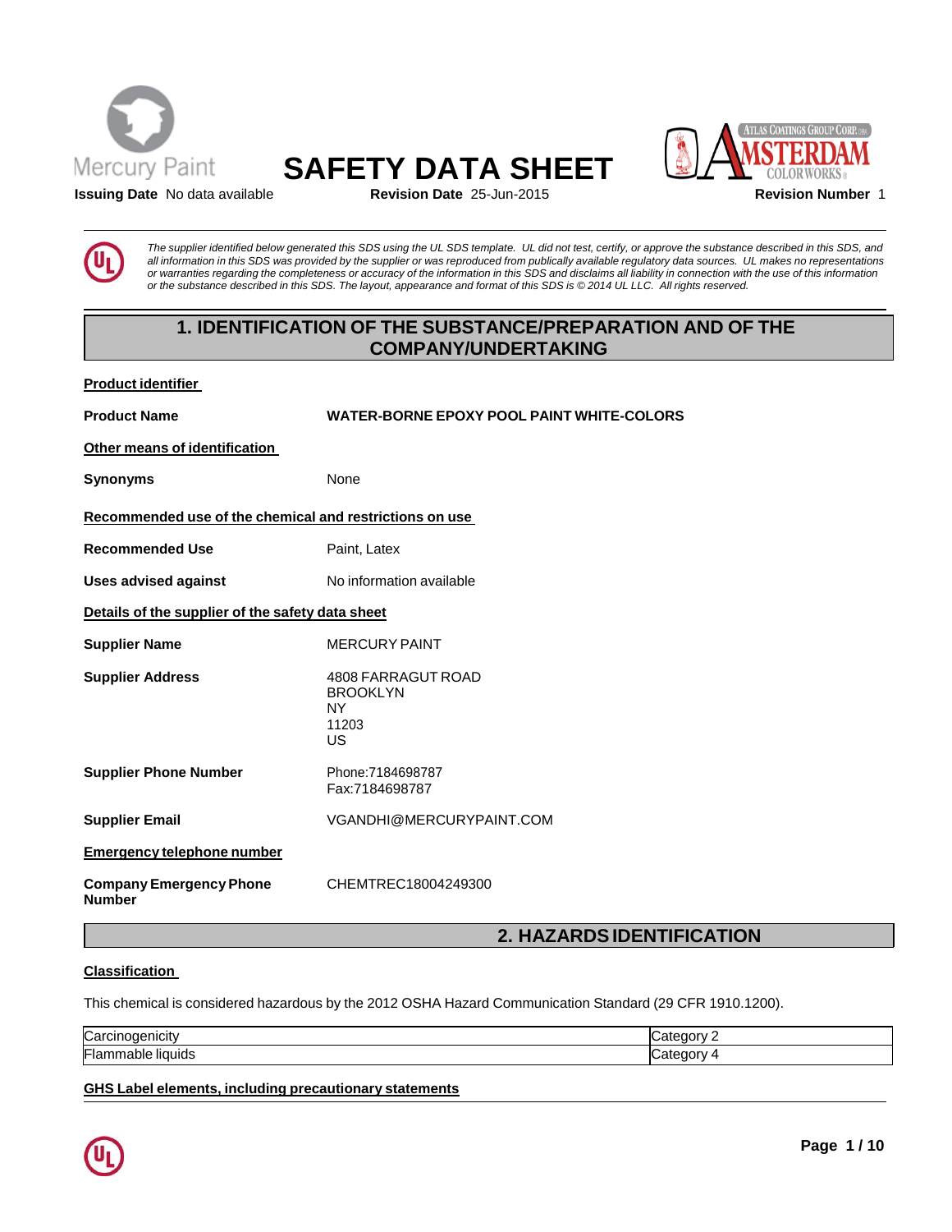Mercury Paint

# SAFETY DATA SHEET

ATLAS COATINGS GROUP CORP. DBA AMSTERDAM COLORWORKS

**Issuing Date** No data available **Revision Date** 25-Jun-2015 **Revision Number** 1

*The supplier identified below generated this SDS using the UL SDS template. UL did not test, certify, or approve the substance described in this SDS, and all information in this SDS was provided by the supplier or was reproduced from publically available regulatory data sources. UL makes no representations or warranties regarding the completeness or accuracy of the information in this SDS and disclaims all liability in connection with the use of this information or the substance described in this SDS. The layout, appearance and format of this SDS is © 2014 UL LLC. All rights reserved.*

## 1. IDENTIFICATION OF THE SUBSTANCE/PREPARATION AND OF THE COMPANY/UNDERTAKING

**Product identifier**

**Product Name** WATER-BORNE EPOXY POOL PAINT WHITE-COLORS

**Other means of identification**

**Synonyms** None

**Recommended use of the chemical and restrictions on use**

**Recommended Use** Paint, Latex

**Uses advised against** No information available

**Details of the supplier of the safety data sheet**

**Supplier Name** MERCURY PAINT

**Supplier Address** 4808 FARRAGUT ROAD
BROOKLYN
NY
11203
US

**Supplier Phone Number** Phone:7184698787
Fax:7184698787

**Supplier Email** VGANDHI@MERCURYPAINT.COM

**Emergency telephone number**

**Company Emergency Phone Number** CHEMTREC18004249300

## 2. HAZARDS IDENTIFICATION

**Classification**

This chemical is considered hazardous by the 2012 OSHA Hazard Communication Standard (29 CFR 1910.1200).

| | |
|---|---|
| Carcinogenicity | Category 2 |
| Flammable liquids | Category 4 |

**GHS Label elements, including precautionary statements**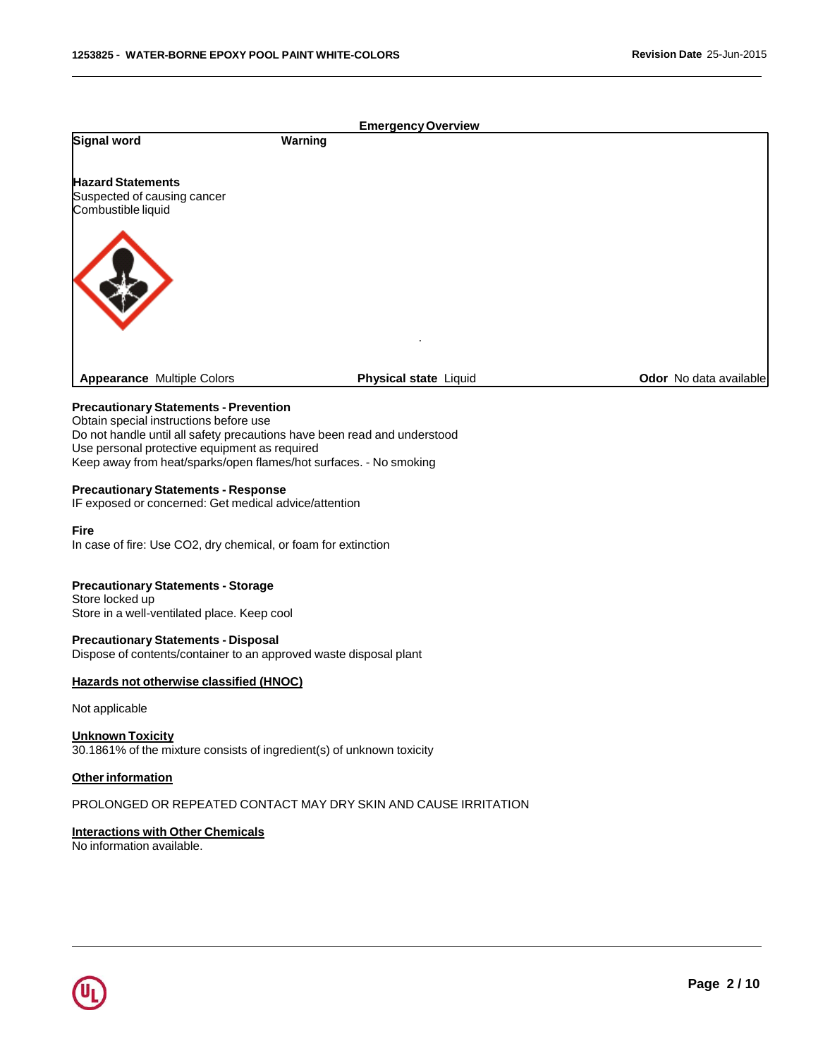## Emergency Overview

**Signal word** **Warning**

**Hazard Statements**
Suspected of causing cancer
Combustible liquid

| **Appearance** Multiple Colors | **Physical state** Liquid | **Odor** No data available |
| --- | --- | --- |

**Precautionary Statements - Prevention**
Obtain special instructions before use
Do not handle until all safety precautions have been read and understood
Use personal protective equipment as required
Keep away from heat/sparks/open flames/hot surfaces. - No smoking

**Precautionary Statements - Response**
IF exposed or concerned: Get medical advice/attention

**Fire**
In case of fire: Use CO2, dry chemical, or foam for extinction

**Precautionary Statements - Storage**
Store locked up
Store in a well-ventilated place. Keep cool

**Precautionary Statements - Disposal**
Dispose of contents/container to an approved waste disposal plant

**Hazards not otherwise classified (HNOC)**

Not applicable

**Unknown Toxicity**
30.1861% of the mixture consists of ingredient(s) of unknown toxicity

**Other information**

PROLONGED OR REPEATED CONTACT MAY DRY SKIN AND CAUSE IRRITATION

**Interactions with Other Chemicals**
No information available.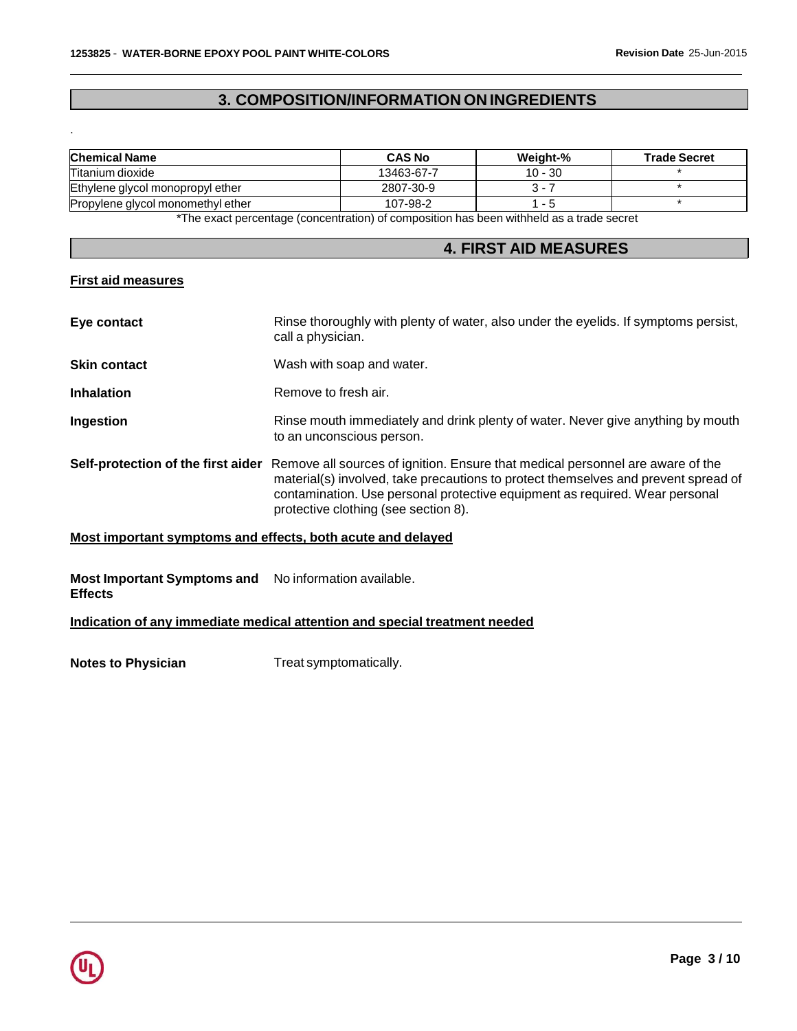## 3. COMPOSITION/INFORMATION ON INGREDIENTS

.

| Chemical Name | CAS No | Weight-% | Trade Secret |
|---|---|---|---|
| Titanium dioxide | 13463-67-7 | 10 - 30 | * |
| Ethylene glycol monopropyl ether | 2807-30-9 | 3 - 7 | * |
| Propylene glycol monomethyl ether | 107-98-2 | 1 - 5 | * |

*The exact percentage (concentration) of composition has been withheld as a trade secret

## 4. FIRST AID MEASURES

### First aid measures

**Eye contact** Rinse thoroughly with plenty of water, also under the eyelids. If symptoms persist, call a physician.

**Skin contact** Wash with soap and water.

**Inhalation** Remove to fresh air.

**Ingestion** Rinse mouth immediately and drink plenty of water. Never give anything by mouth to an unconscious person.

**Self-protection of the first aider** Remove all sources of ignition. Ensure that medical personnel are aware of the material(s) involved, take precautions to protect themselves and prevent spread of contamination. Use personal protective equipment as required. Wear personal protective clothing (see section 8).

### Most important symptoms and effects, both acute and delayed

**Most Important Symptoms and Effects** No information available.

### Indication of any immediate medical attention and special treatment needed

**Notes to Physician** Treat symptomatically.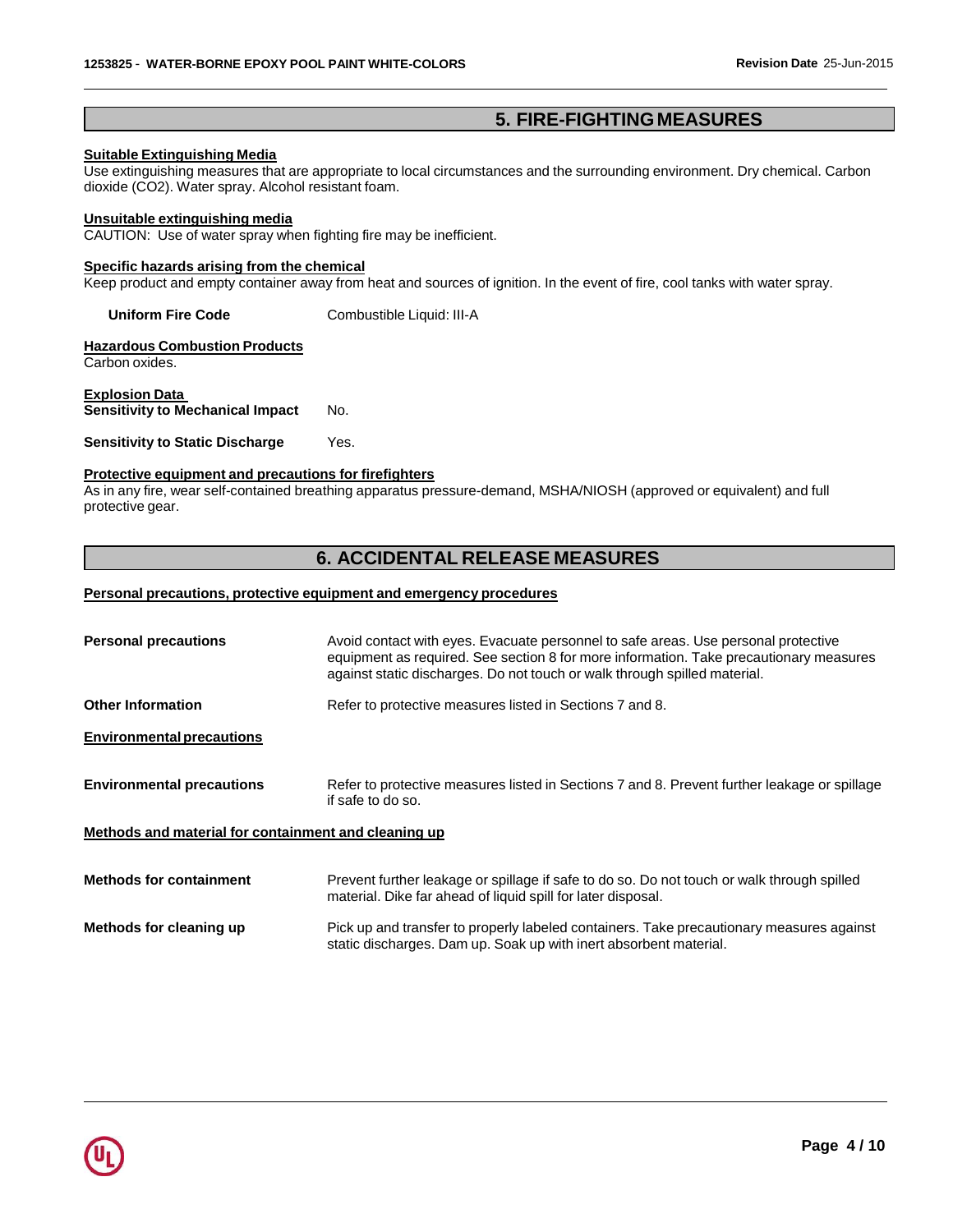## 5. FIRE-FIGHTING MEASURES

**Suitable Extinguishing Media**

Use extinguishing measures that are appropriate to local circumstances and the surrounding environment. Dry chemical. Carbon dioxide ($CO_2$). Water spray. Alcohol resistant foam.

**Unsuitable extinguishing media**

CAUTION: Use of water spray when fighting fire may be inefficient.

**Specific hazards arising from the chemical**

Keep product and empty container away from heat and sources of ignition. In the event of fire, cool tanks with water spray.

**Uniform Fire Code** Combustible Liquid: III-A

**Hazardous Combustion Products**

Carbon oxides.

**Explosion Data**

**Sensitivity to Mechanical Impact** No.

**Sensitivity to Static Discharge** Yes.

**Protective equipment and precautions for firefighters**

As in any fire, wear self-contained breathing apparatus pressure-demand, MSHA/NIOSH (approved or equivalent) and full protective gear.

## 6. ACCIDENTAL RELEASE MEASURES

**Personal precautions, protective equipment and emergency procedures**

**Personal precautions** Avoid contact with eyes. Evacuate personnel to safe areas. Use personal protective equipment as required. See section 8 for more information. Take precautionary measures against static discharges. Do not touch or walk through spilled material.

**Other Information** Refer to protective measures listed in Sections 7 and 8.

**Environmental precautions**

**Environmental precautions** Refer to protective measures listed in Sections 7 and 8. Prevent further leakage or spillage if safe to do so.

**Methods and material for containment and cleaning up**

**Methods for containment** Prevent further leakage or spillage if safe to do so. Do not touch or walk through spilled material. Dike far ahead of liquid spill for later disposal.

**Methods for cleaning up** Pick up and transfer to properly labeled containers. Take precautionary measures against static discharges. Dam up. Soak up with inert absorbent material.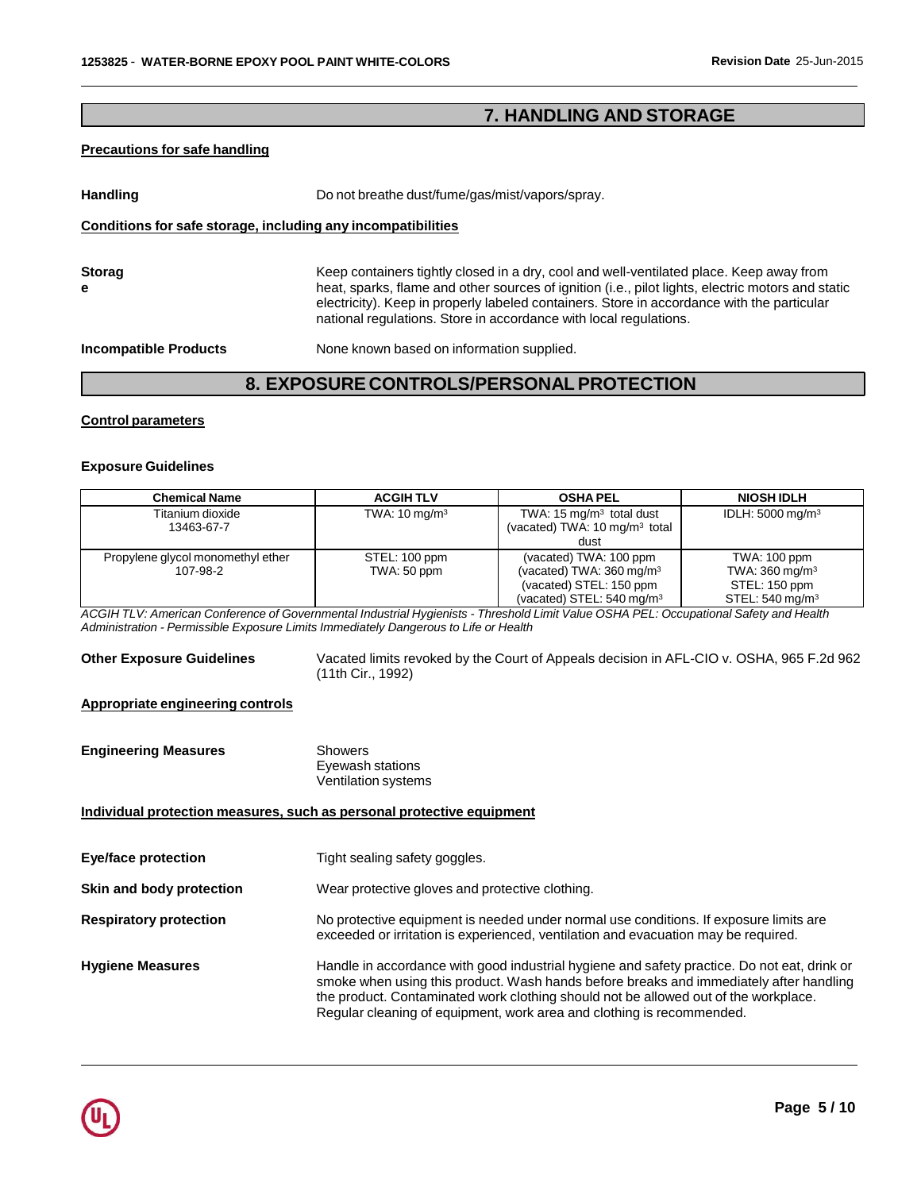## 7. HANDLING AND STORAGE

**Precautions for safe handling**

**Handling** Do not breathe dust/fume/gas/mist/vapors/spray.

**Conditions for safe storage, including any incompatibilities**

**Storage** Keep containers tightly closed in a dry, cool and well-ventilated place. Keep away from heat, sparks, flame and other sources of ignition (i.e., pilot lights, electric motors and static electricity). Keep in properly labeled containers. Store in accordance with the particular national regulations. Store in accordance with local regulations.

**Incompatible Products** None known based on information supplied.

## 8. EXPOSURE CONTROLS/PERSONAL PROTECTION

**Control parameters**

**Exposure Guidelines**

| Chemical Name | ACGIH TLV | OSHA PEL | NIOSH IDLH |
|---|---|---|---|
| Titanium dioxide 13463-67-7 | TWA: 10 mg/m³ | TWA: 15 mg/m³ total dust (vacated) TWA: 10 mg/m³ total dust | IDLH: 5000 mg/m³ |
| Propylene glycol monomethyl ether 107-98-2 | STEL: 100 ppm TWA: 50 ppm | (vacated) TWA: 100 ppm (vacated) TWA: 360 mg/m³ (vacated) STEL: 150 ppm (vacated) STEL: 540 mg/m³ | TWA: 100 ppm TWA: 360 mg/m³ STEL: 150 ppm STEL: 540 mg/m³ |

*ACGIH TLV: American Conference of Governmental Industrial Hygienists - Threshold Limit Value OSHA PEL: Occupational Safety and Health Administration - Permissible Exposure Limits Immediately Dangerous to Life or Health*

**Other Exposure Guidelines** Vacated limits revoked by the Court of Appeals decision in AFL-CIO v. OSHA, 965 F.2d 962 (11th Cir., 1992)

**Appropriate engineering controls**

**Engineering Measures** Showers
Eyewash stations
Ventilation systems

**Individual protection measures, such as personal protective equipment**

**Eye/face protection** Tight sealing safety goggles.

**Skin and body protection** Wear protective gloves and protective clothing.

**Respiratory protection** No protective equipment is needed under normal use conditions. If exposure limits are exceeded or irritation is experienced, ventilation and evacuation may be required.

**Hygiene Measures** Handle in accordance with good industrial hygiene and safety practice. Do not eat, drink or smoke when using this product. Wash hands before breaks and immediately after handling the product. Contaminated work clothing should not be allowed out of the workplace. Regular cleaning of equipment, work area and clothing is recommended.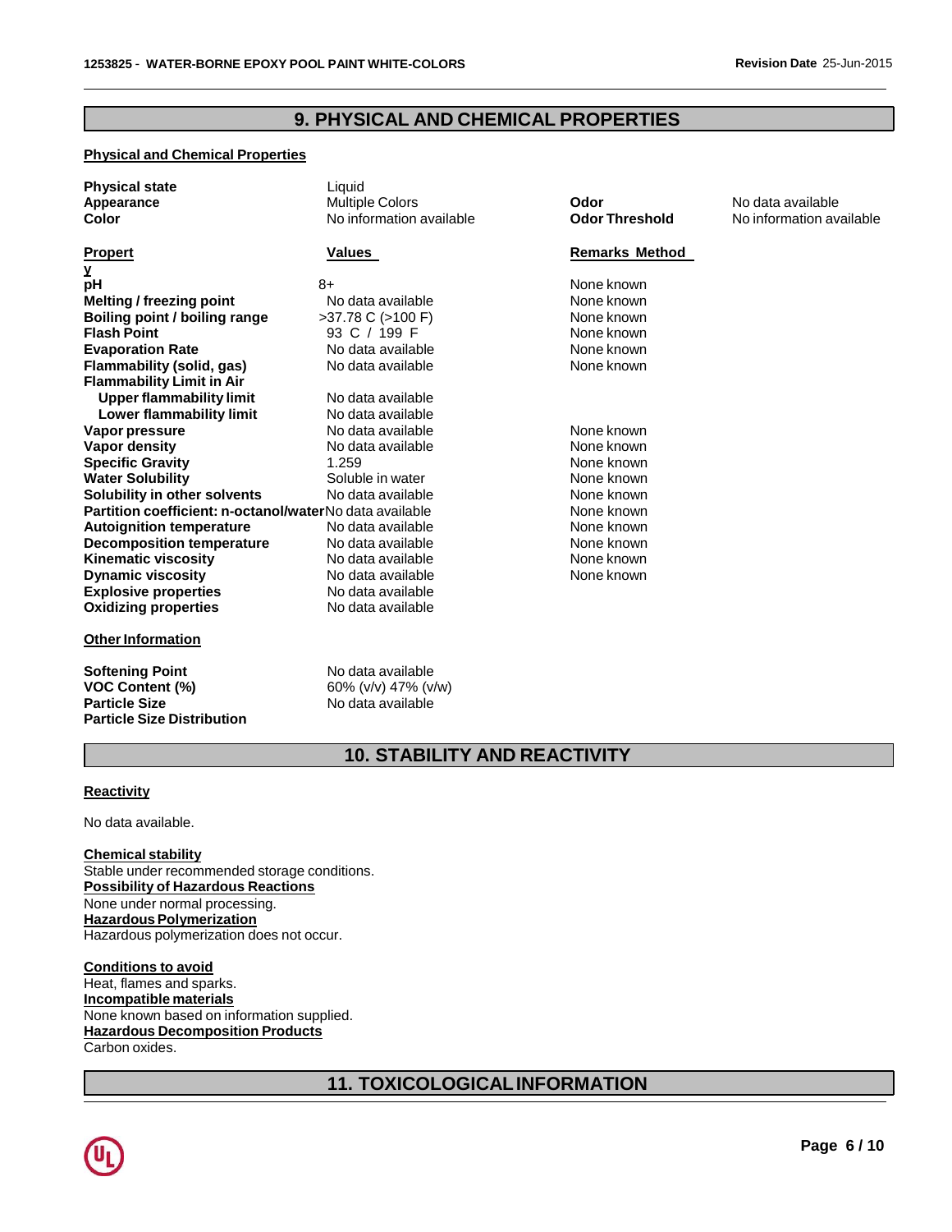## 9. PHYSICAL AND CHEMICAL PROPERTIES

### Physical and Chemical Properties

| | | | |
|---|---|---|---|
| **Physical state** | Liquid | | |
| **Appearance** | Multiple Colors | **Odor** | No data available |
| **Color** | No information available | **Odor Threshold** | No information available |

| **Property** | **Values** | **Remarks Method** |
|---|---|---|
| **pH** | 8+ | None known |
| **Melting / freezing point** | No data available | None known |
| **Boiling point / boiling range** | >37.78 C (>100 F) | None known |
| **Flash Point** | 93 C / 199 F | None known |
| **Evaporation Rate** | No data available | None known |
| **Flammability (solid, gas)** | No data available | None known |
| **Flammability Limit in Air** | | |
| **Upper flammability limit** | No data available | |
| **Lower flammability limit** | No data available | |
| **Vapor pressure** | No data available | None known |
| **Vapor density** | No data available | None known |
| **Specific Gravity** | 1.259 | None known |
| **Water Solubility** | Soluble in water | None known |
| **Solubility in other solvents** | No data available | None known |
| **Partition coefficient: n-octanol/water** | No data available | None known |
| **Autoignition temperature** | No data available | None known |
| **Decomposition temperature** | No data available | None known |
| **Kinematic viscosity** | No data available | None known |
| **Dynamic viscosity** | No data available | None known |
| **Explosive properties** | No data available | |
| **Oxidizing properties** | No data available | |

### Other Information

| | |
|---|---|
| **Softening Point** | No data available |
| **VOC Content (%)** | 60% (v/v) 47% (v/w) |
| **Particle Size** | No data available |
| **Particle Size Distribution** | |

## 10. STABILITY AND REACTIVITY

### Reactivity

No data available.

### Chemical stability

Stable under recommended storage conditions.

### Possibility of Hazardous Reactions

None under normal processing.

### Hazardous Polymerization

Hazardous polymerization does not occur.

### Conditions to avoid

Heat, flames and sparks.

### Incompatible materials

None known based on information supplied.

### Hazardous Decomposition Products

Carbon oxides.

## 11. TOXICOLOGICAL INFORMATION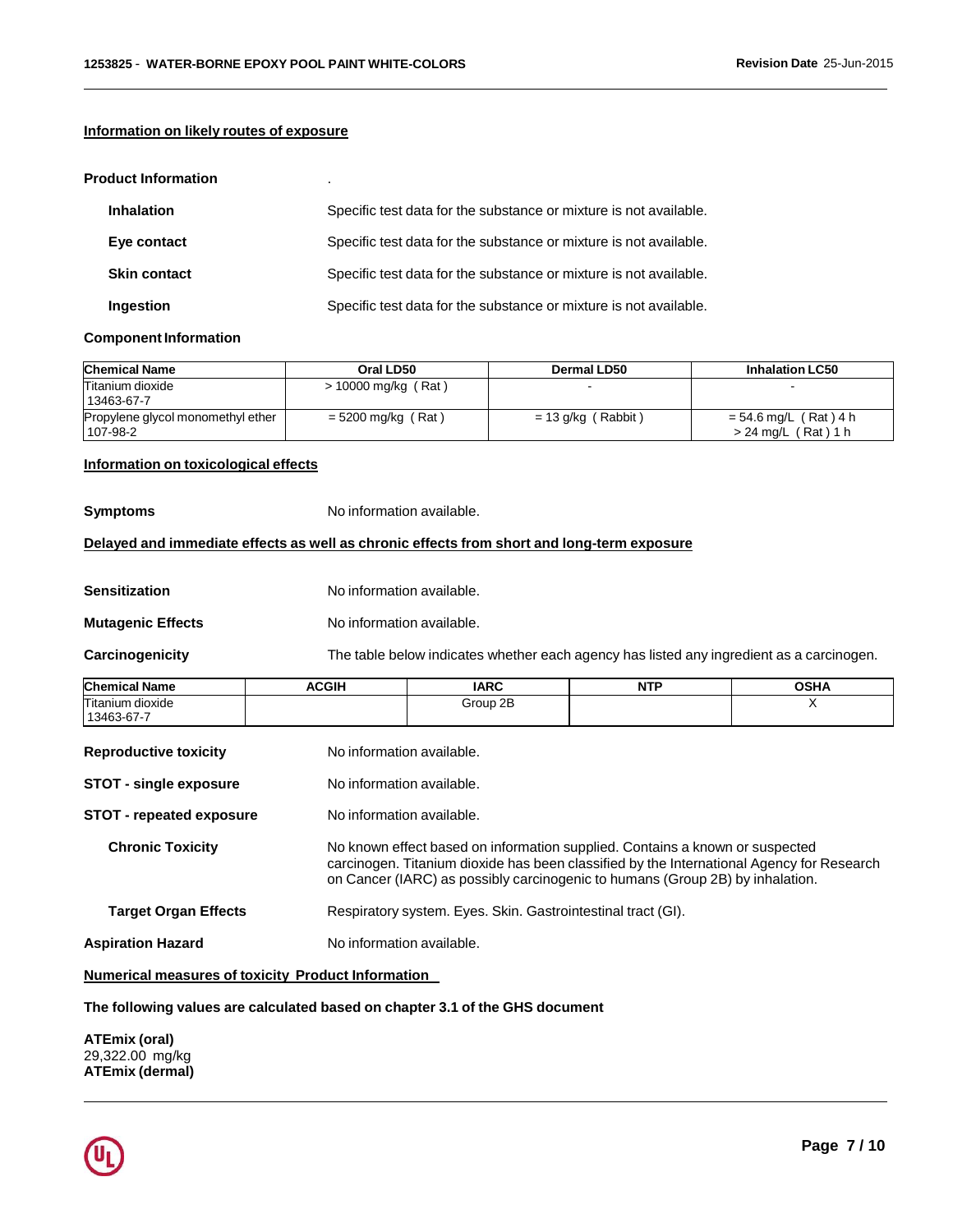## Information on likely routes of exposure

**Product Information** .

**Inhalation** Specific test data for the substance or mixture is not available.

**Eye contact** Specific test data for the substance or mixture is not available.

**Skin contact** Specific test data for the substance or mixture is not available.

**Ingestion** Specific test data for the substance or mixture is not available.

**Component Information**

| Chemical Name | Oral LD50 | Dermal LD50 | Inhalation LC50 |
|---|---|---|---|
| Titanium dioxide<br>13463-67-7 | > 10000 mg/kg ( Rat ) | - | - |
| Propylene glycol monomethyl ether<br>107-98-2 | = 5200 mg/kg ( Rat ) | = 13 g/kg ( Rabbit ) | = 54.6 mg/L ( Rat ) 4 h<br>> 24 mg/L ( Rat ) 1 h |

## Information on toxicological effects

**Symptoms** No information available.

## Delayed and immediate effects as well as chronic effects from short and long-term exposure

**Sensitization** No information available.

**Mutagenic Effects** No information available.

**Carcinogenicity** The table below indicates whether each agency has listed any ingredient as a carcinogen.

| Chemical Name | ACGIH | IARC | NTP | OSHA |
|---|---|---|---|---|
| Titanium dioxide<br>13463-67-7 | | Group 2B | | X |

**Reproductive toxicity** No information available.

**STOT - single exposure** No information available.

**STOT - repeated exposure** No information available.

**Chronic Toxicity** No known effect based on information supplied. Contains a known or suspected carcinogen. Titanium dioxide has been classified by the International Agency for Research on Cancer (IARC) as possibly carcinogenic to humans (Group 2B) by inhalation.

**Target Organ Effects** Respiratory system. Eyes. Skin. Gastrointestinal tract (GI).

**Aspiration Hazard** No information available.

## Numerical measures of toxicity Product Information

**The following values are calculated based on chapter 3.1 of the GHS document**

**ATEmix (oral)**
29,322.00 mg/kg
**ATEmix (dermal)**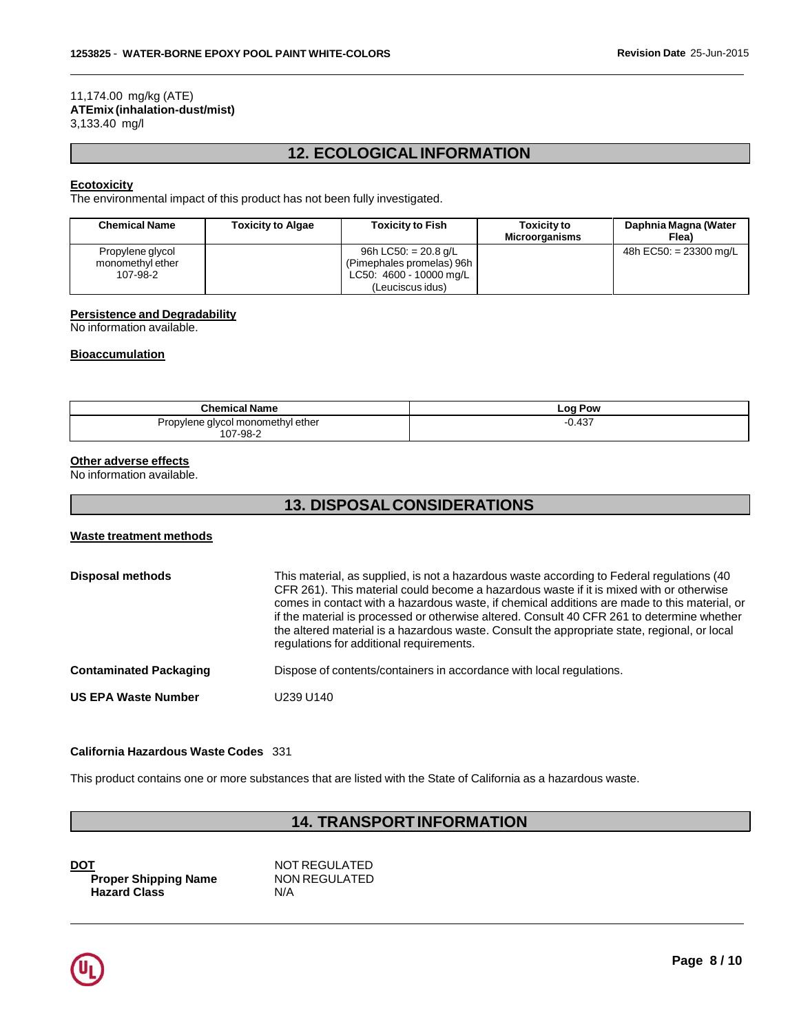11,174.00 mg/kg (ATE)
**ATEmix (inhalation-dust/mist)**
3,133.40 mg/l

## 12. ECOLOGICAL INFORMATION

**Ecotoxicity**
The environmental impact of this product has not been fully investigated.

| Chemical Name | Toxicity to Algae | Toxicity to Fish | Toxicity to Microorganisms | Daphnia Magna (Water Flea) |
|---|---|---|---|---|
| Propylene glycol monomethyl ether 107-98-2 | | 96h LC50: = 20.8 g/L (Pimephales promelas) 96h LC50: 4600 - 10000 mg/L (Leuciscus idus) | | 48h EC50: = 23300 mg/L |

**Persistence and Degradability**
No information available.

**Bioaccumulation**

| Chemical Name | Log Pow |
|---|---|
| Propylene glycol monomethyl ether 107-98-2 | -0.437 |

**Other adverse effects**
No information available.

## 13. DISPOSAL CONSIDERATIONS

**Waste treatment methods**

**Disposal methods** This material, as supplied, is not a hazardous waste according to Federal regulations (40 CFR 261). This material could become a hazardous waste if it is mixed with or otherwise comes in contact with a hazardous waste, if chemical additions are made to this material, or if the material is processed or otherwise altered. Consult 40 CFR 261 to determine whether the altered material is a hazardous waste. Consult the appropriate state, regional, or local regulations for additional requirements.

**Contaminated Packaging** Dispose of contents/containers in accordance with local regulations.

**US EPA Waste Number** U239 U140

**California Hazardous Waste Codes** 331

This product contains one or more substances that are listed with the State of California as a hazardous waste.

## 14. TRANSPORT INFORMATION

**DOT** NOT REGULATED
**Proper Shipping Name** NON REGULATED
**Hazard Class** N/A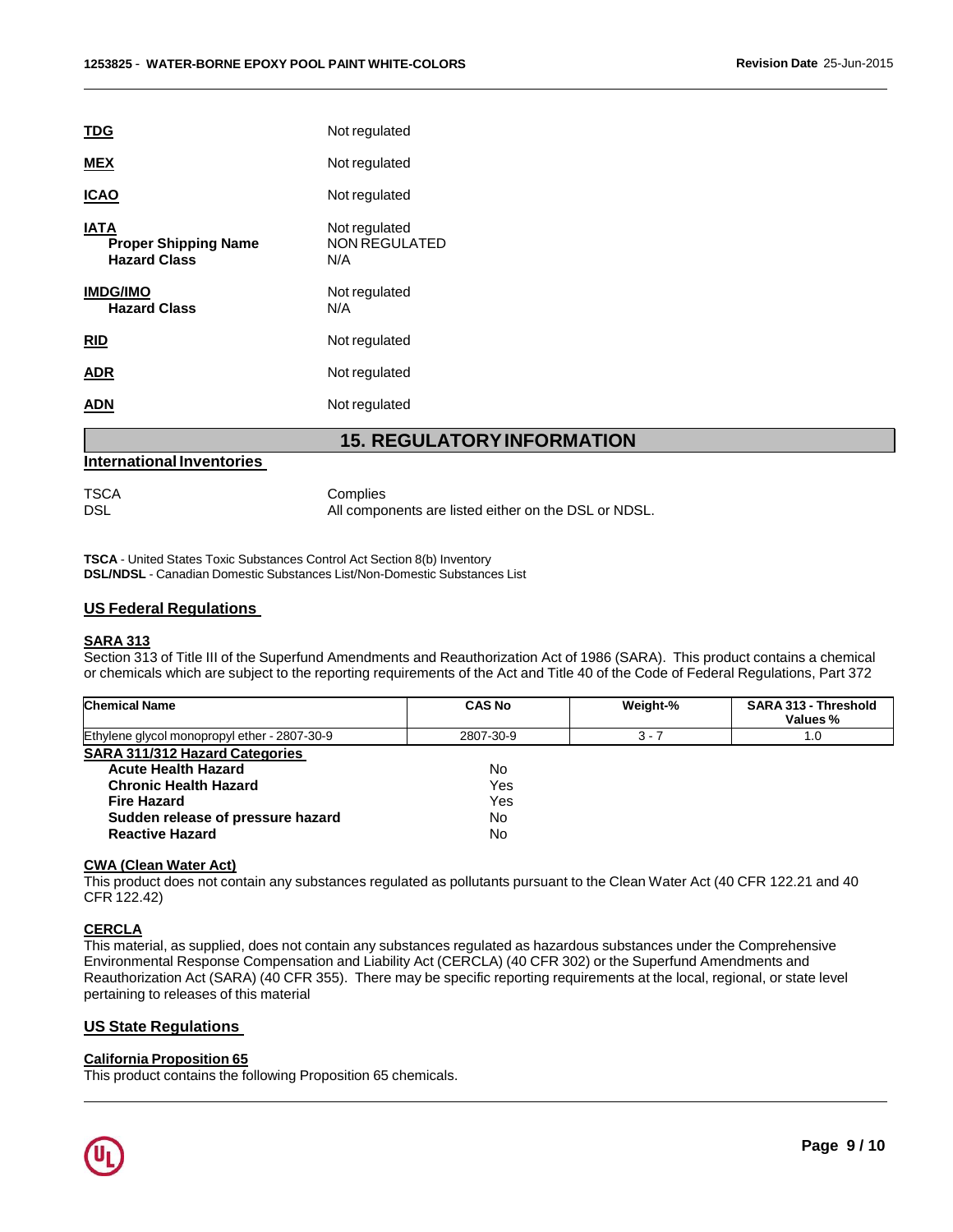**TDG** Not regulated

**MEX** Not regulated

**ICAO** Not regulated

**IATA** Not regulated
**Proper Shipping Name** NON REGULATED
**Hazard Class** N/A

**IMDG/IMO** Not regulated
**Hazard Class** N/A

**RID** Not regulated

**ADR** Not regulated

**ADN** Not regulated

## 15. REGULATORY INFORMATION

### International Inventories

| | |
|---|---|
| TSCA | Complies |
| DSL | All components are listed either on the DSL or NDSL. |

**TSCA** - United States Toxic Substances Control Act Section 8(b) Inventory
**DSL/NDSL** - Canadian Domestic Substances List/Non-Domestic Substances List

### US Federal Regulations

**SARA 313**
Section 313 of Title III of the Superfund Amendments and Reauthorization Act of 1986 (SARA). This product contains a chemical or chemicals which are subject to the reporting requirements of the Act and Title 40 of the Code of Federal Regulations, Part 372

| Chemical Name | CAS No | Weight-% | SARA 313 - Threshold Values % |
|---|---|---|---|
| Ethylene glycol monopropyl ether - 2807-30-9 | 2807-30-9 | 3 - 7 | 1.0 |

**SARA 311/312 Hazard Categories**

| | |
|---|---|
| **Acute Health Hazard** | No |
| **Chronic Health Hazard** | Yes |
| **Fire Hazard** | Yes |
| **Sudden release of pressure hazard** | No |
| **Reactive Hazard** | No |

**CWA (Clean Water Act)**
This product does not contain any substances regulated as pollutants pursuant to the Clean Water Act (40 CFR 122.21 and 40 CFR 122.42)

**CERCLA**
This material, as supplied, does not contain any substances regulated as hazardous substances under the Comprehensive Environmental Response Compensation and Liability Act (CERCLA) (40 CFR 302) or the Superfund Amendments and Reauthorization Act (SARA) (40 CFR 355). There may be specific reporting requirements at the local, regional, or state level pertaining to releases of this material

### US State Regulations

**California Proposition 65**
This product contains the following Proposition 65 chemicals.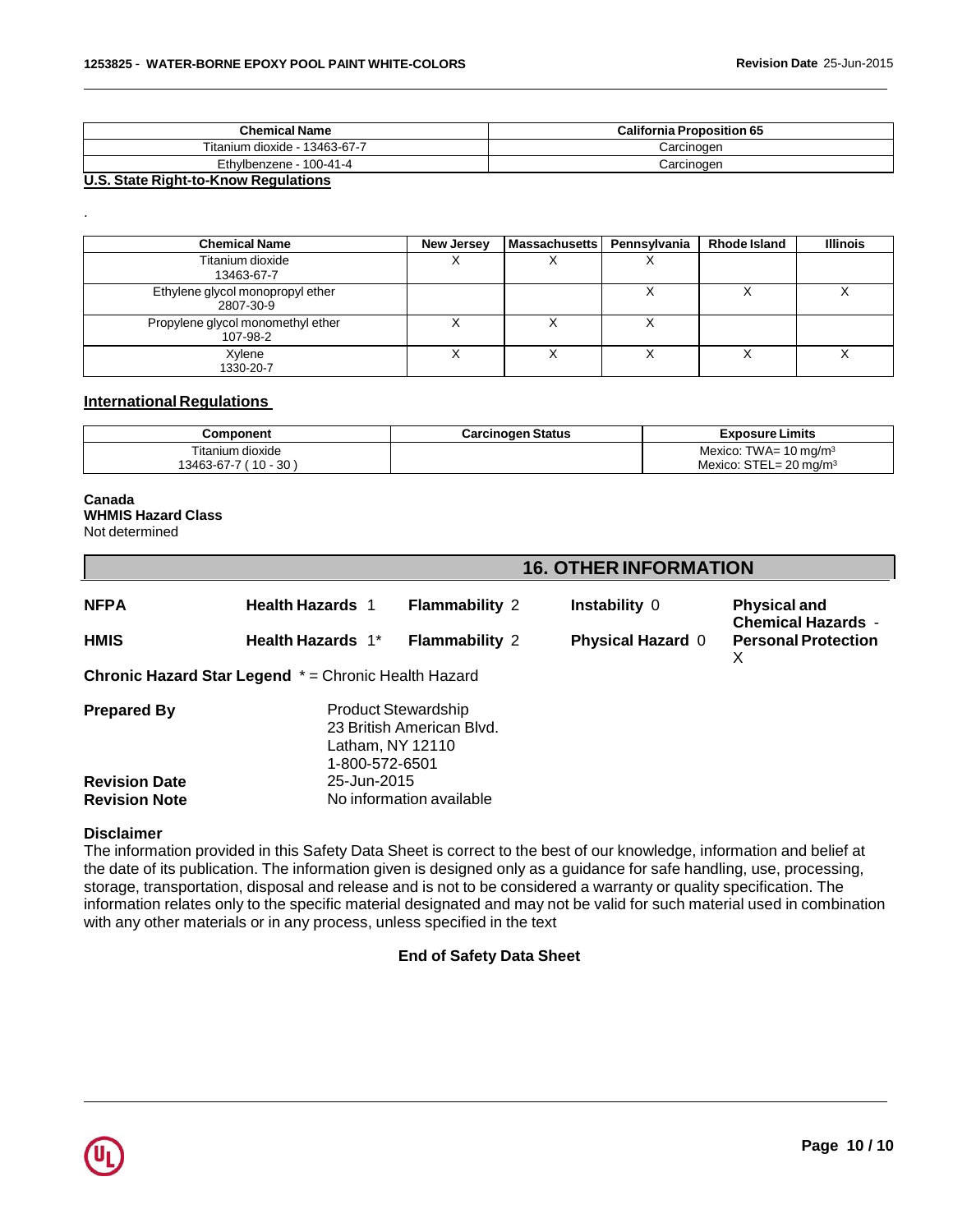| Chemical Name | California Proposition 65 |
| --- | --- |
| Titanium dioxide - 13463-67-7 | Carcinogen |
| Ethylbenzene - 100-41-4 | Carcinogen |

**U.S. State Right-to-Know Regulations**

.

| Chemical Name | New Jersey | Massachusetts | Pennsylvania | Rhode Island | Illinois |
| --- | --- | --- | --- | --- | --- |
| Titanium dioxide<br>13463-67-7 | X | X | X | | |
| Ethylene glycol monopropyl ether<br>2807-30-9 | | | X | X | X |
| Propylene glycol monomethyl ether<br>107-98-2 | X | X | X | | |
| Xylene<br>1330-20-7 | X | X | X | X | X |

**International Regulations**

| Component | Carcinogen Status | Exposure Limits |
| --- | --- | --- |
| Titanium dioxide<br>13463-67-7 ( 10 - 30 ) | | Mexico: TWA= 10 mg/m$^3$<br>Mexico: STEL= 20 mg/m$^3$ |

**Canada**
**WHMIS Hazard Class**
Not determined

## 16. OTHER INFORMATION

| | | | | |
| --- | --- | --- | --- | --- |
| **NFPA** | **Health Hazards** 1 | **Flammability** 2 | **Instability** 0 | **Physical and Chemical Hazards** - |
| **HMIS** | **Health Hazards** 1* | **Flammability** 2 | **Physical Hazard** 0 | **Personal Protection** X |

**Chronic Hazard Star Legend** * = Chronic Health Hazard

**Prepared By** Product Stewardship
23 British American Blvd.
Latham, NY 12110
1-800-572-6501

**Revision Date** 25-Jun-2015

**Revision Note** No information available

**Disclaimer**

The information provided in this Safety Data Sheet is correct to the best of our knowledge, information and belief at the date of its publication. The information given is designed only as a guidance for safe handling, use, processing, storage, transportation, disposal and release and is not to be considered a warranty or quality specification. The information relates only to the specific material designated and may not be valid for such material used in combination with any other materials or in any process, unless specified in the text

**End of Safety Data Sheet**